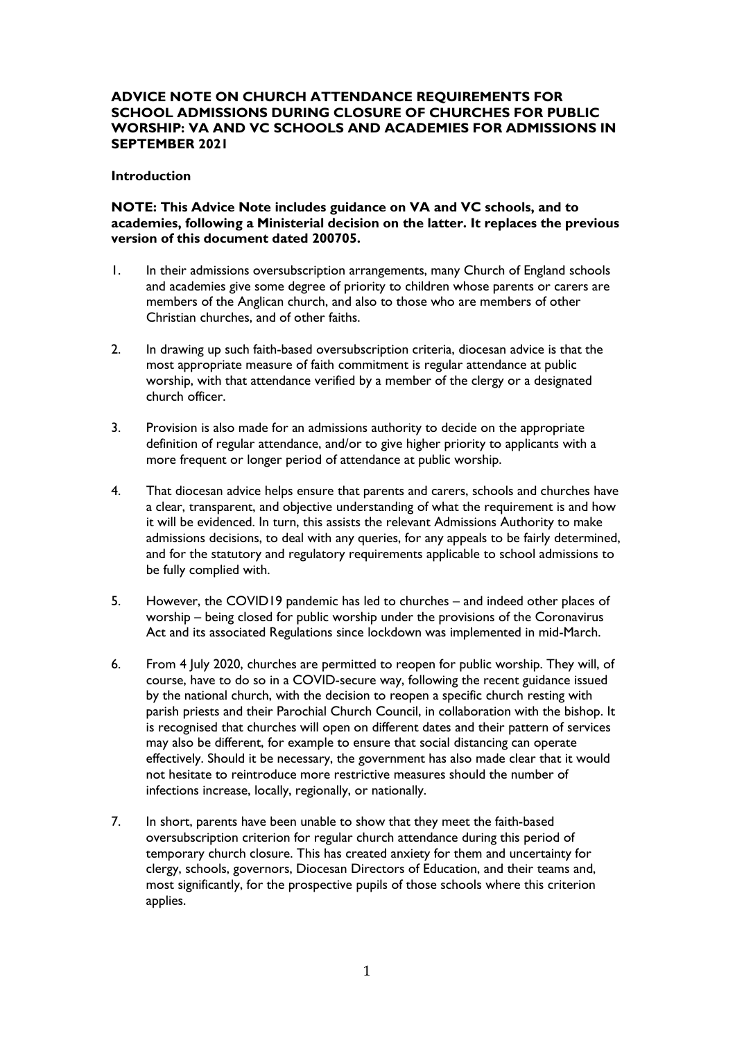# ADVICE NOTE ON CHURCH ATTENDANCE REQUIREMENTS FOR SCHOOL ADMISSIONS DURING CLOSURE OF CHURCHES FOR PUBLIC WORSHIP: VA AND VC SCHOOLS AND ACADEMIES FOR ADMISSIONS IN SEPTEMBER 2021

## Introduction

**NOTE: This Advice Note includes guidance on VA and VC schools, and to academies, following a Ministerial decision on the latter. It replaces the previous version of this document dated 200705.**

1. In their admissions oversubscription arrangements, many Church of England schools and academies give some degree of priority to children whose parents or carers are members of the Anglican church, and also to those who are members of other Christian churches, and of other faiths.

2. In drawing up such faith-based oversubscription criteria, diocesan advice is that the most appropriate measure of faith commitment is regular attendance at public worship, with that attendance verified by a member of the clergy or a designated church officer.

3. Provision is also made for an admissions authority to decide on the appropriate definition of regular attendance, and/or to give higher priority to applicants with a more frequent or longer period of attendance at public worship.

4. That diocesan advice helps ensure that parents and carers, schools and churches have a clear, transparent, and objective understanding of what the requirement is and how it will be evidenced. In turn, this assists the relevant Admissions Authority to make admissions decisions, to deal with any queries, for any appeals to be fairly determined, and for the statutory and regulatory requirements applicable to school admissions to be fully complied with.

5. However, the COVID19 pandemic has led to churches – and indeed other places of worship – being closed for public worship under the provisions of the Coronavirus Act and its associated Regulations since lockdown was implemented in mid-March.

6. From 4 July 2020, churches are permitted to reopen for public worship. They will, of course, have to do so in a COVID-secure way, following the recent guidance issued by the national church, with the decision to reopen a specific church resting with parish priests and their Parochial Church Council, in collaboration with the bishop. It is recognised that churches will open on different dates and their pattern of services may also be different, for example to ensure that social distancing can operate effectively. Should it be necessary, the government has also made clear that it would not hesitate to reintroduce more restrictive measures should the number of infections increase, locally, regionally, or nationally.

7. In short, parents have been unable to show that they meet the faith-based oversubscription criterion for regular church attendance during this period of temporary church closure. This has created anxiety for them and uncertainty for clergy, schools, governors, Diocesan Directors of Education, and their teams and, most significantly, for the prospective pupils of those schools where this criterion applies.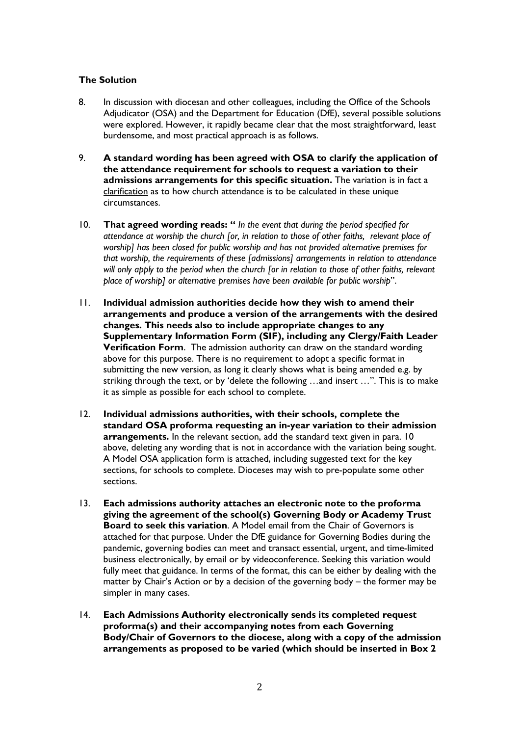**The Solution**

8. In discussion with diocesan and other colleagues, including the Office of the Schools Adjudicator (OSA) and the Department for Education (DfE), several possible solutions were explored. However, it rapidly became clear that the most straightforward, least burdensome, and most practical approach is as follows.

9. **A standard wording has been agreed with OSA to clarify the application of the attendance requirement for schools to request a variation to their admissions arrangements for this specific situation.** The variation is in fact a clarification as to how church attendance is to be calculated in these unique circumstances.

10. **That agreed wording reads: "** *In the event that during the period specified for attendance at worship the church [or, in relation to those of other faiths, relevant place of worship] has been closed for public worship and has not provided alternative premises for that worship, the requirements of these [admissions] arrangements in relation to attendance will only apply to the period when the church [or in relation to those of other faiths, relevant place of worship] or alternative premises have been available for public worship*".

11. **Individual admission authorities decide how they wish to amend their arrangements and produce a version of the arrangements with the desired changes. This needs also to include appropriate changes to any Supplementary Information Form (SIF), including any Clergy/Faith Leader Verification Form**. The admission authority can draw on the standard wording above for this purpose. There is no requirement to adopt a specific format in submitting the new version, as long it clearly shows what is being amended e.g. by striking through the text, or by 'delete the following …and insert …". This is to make it as simple as possible for each school to complete.

12. **Individual admissions authorities, with their schools, complete the standard OSA proforma requesting an in-year variation to their admission arrangements.** In the relevant section, add the standard text given in para. 10 above, deleting any wording that is not in accordance with the variation being sought. A Model OSA application form is attached, including suggested text for the key sections, for schools to complete. Dioceses may wish to pre-populate some other sections.

13. **Each admissions authority attaches an electronic note to the proforma giving the agreement of the school(s) Governing Body or Academy Trust Board to seek this variation**. A Model email from the Chair of Governors is attached for that purpose. Under the DfE guidance for Governing Bodies during the pandemic, governing bodies can meet and transact essential, urgent, and time-limited business electronically, by email or by videoconference. Seeking this variation would fully meet that guidance. In terms of the format, this can be either by dealing with the matter by Chair's Action or by a decision of the governing body – the former may be simpler in many cases.

14. **Each Admissions Authority electronically sends its completed request proforma(s) and their accompanying notes from each Governing Body/Chair of Governors to the diocese, along with a copy of the admission arrangements as proposed to be varied (which should be inserted in Box 2**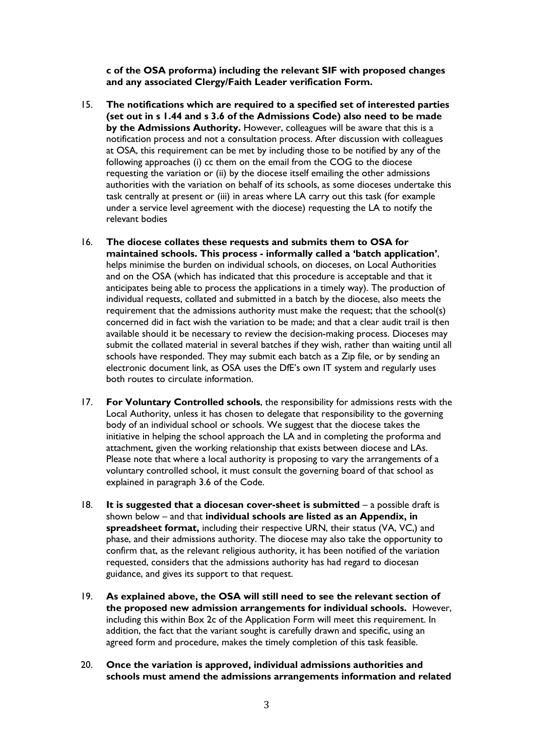**c of the OSA proforma) including the relevant SIF with proposed changes and any associated Clergy/Faith Leader verification Form.**

15. **The notifications which are required to a specified set of interested parties (set out in s 1.44 and s 3.6 of the Admissions Code) also need to be made by the Admissions Authority.** However, colleagues will be aware that this is a notification process and not a consultation process. After discussion with colleagues at OSA, this requirement can be met by including those to be notified by any of the following approaches (i) cc them on the email from the COG to the diocese requesting the variation or (ii) by the diocese itself emailing the other admissions authorities with the variation on behalf of its schools, as some dioceses undertake this task centrally at present or (iii) in areas where LA carry out this task (for example under a service level agreement with the diocese) requesting the LA to notify the relevant bodies

16. **The diocese collates these requests and submits them to OSA for maintained schools. This process - informally called a 'batch application'**, helps minimise the burden on individual schools, on dioceses, on Local Authorities and on the OSA (which has indicated that this procedure is acceptable and that it anticipates being able to process the applications in a timely way). The production of individual requests, collated and submitted in a batch by the diocese, also meets the requirement that the admissions authority must make the request; that the school(s) concerned did in fact wish the variation to be made; and that a clear audit trail is then available should it be necessary to review the decision-making process. Dioceses may submit the collated material in several batches if they wish, rather than waiting until all schools have responded. They may submit each batch as a Zip file, or by sending an electronic document link, as OSA uses the DfE's own IT system and regularly uses both routes to circulate information.

17. **For Voluntary Controlled schools**, the responsibility for admissions rests with the Local Authority, unless it has chosen to delegate that responsibility to the governing body of an individual school or schools. We suggest that the diocese takes the initiative in helping the school approach the LA and in completing the proforma and attachment, given the working relationship that exists between diocese and LAs. Please note that where a local authority is proposing to vary the arrangements of a voluntary controlled school, it must consult the governing board of that school as explained in paragraph 3.6 of the Code.

18. **It is suggested that a diocesan cover-sheet is submitted** – a possible draft is shown below – and that **individual schools are listed as an Appendix, in spreadsheet format,** including their respective URN, their status (VA, VC,) and phase, and their admissions authority. The diocese may also take the opportunity to confirm that, as the relevant religious authority, it has been notified of the variation requested, considers that the admissions authority has had regard to diocesan guidance, and gives its support to that request.

19. **As explained above, the OSA will still need to see the relevant section of the proposed new admission arrangements for individual schools.** However, including this within Box 2c of the Application Form will meet this requirement. In addition, the fact that the variant sought is carefully drawn and specific, using an agreed form and procedure, makes the timely completion of this task feasible.

20. **Once the variation is approved, individual admissions authorities and schools must amend the admissions arrangements information and related**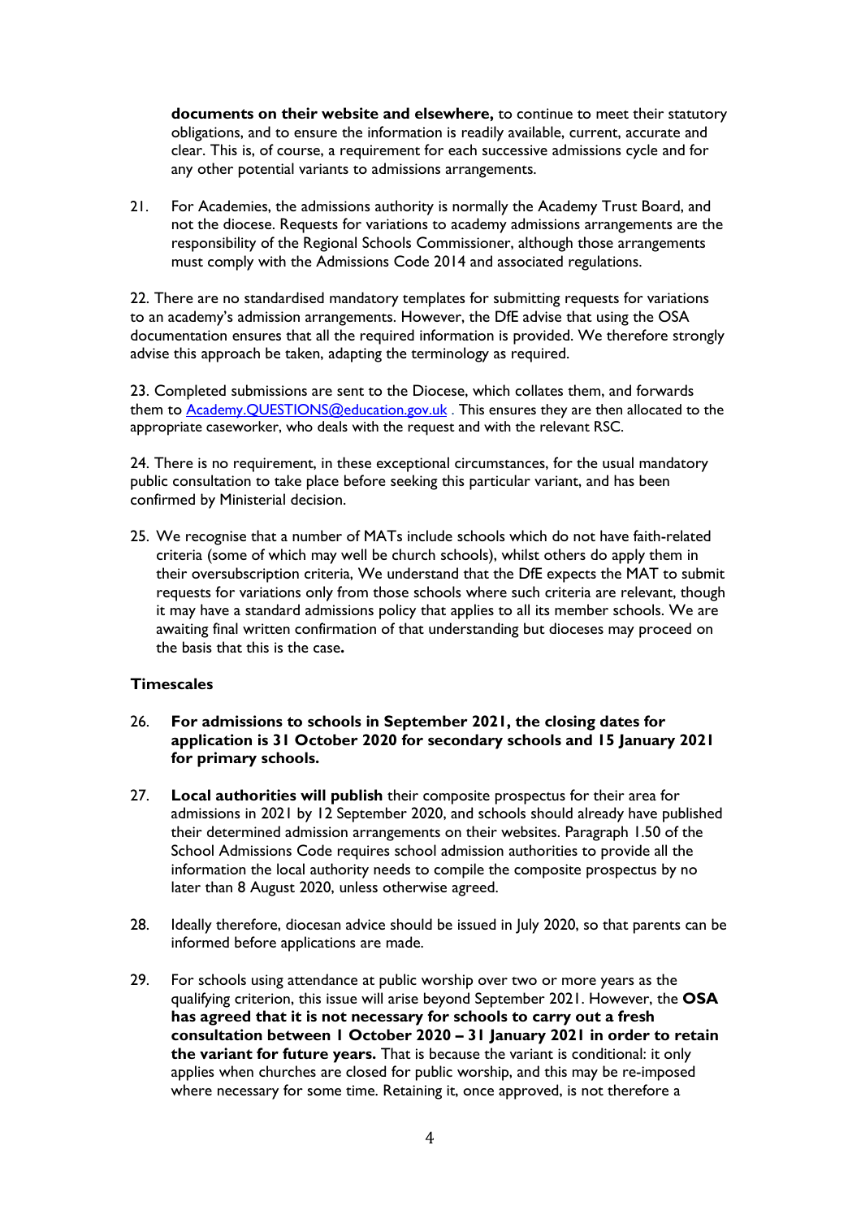**documents on their website and elsewhere,** to continue to meet their statutory obligations, and to ensure the information is readily available, current, accurate and clear. This is, of course, a requirement for each successive admissions cycle and for any other potential variants to admissions arrangements.

21. For Academies, the admissions authority is normally the Academy Trust Board, and not the diocese. Requests for variations to academy admissions arrangements are the responsibility of the Regional Schools Commissioner, although those arrangements must comply with the Admissions Code 2014 and associated regulations.

22. There are no standardised mandatory templates for submitting requests for variations to an academy's admission arrangements. However, the DfE advise that using the OSA documentation ensures that all the required information is provided. We therefore strongly advise this approach be taken, adapting the terminology as required.

23. Completed submissions are sent to the Diocese, which collates them, and forwards them to [Academy.QUESTIONS@education.gov.uk](mailto:Academy.QUESTIONS@education.gov.uk) . This ensures they are then allocated to the appropriate caseworker, who deals with the request and with the relevant RSC.

24. There is no requirement, in these exceptional circumstances, for the usual mandatory public consultation to take place before seeking this particular variant, and has been confirmed by Ministerial decision.

25. We recognise that a number of MATs include schools which do not have faith-related criteria (some of which may well be church schools), whilst others do apply them in their oversubscription criteria, We understand that the DfE expects the MAT to submit requests for variations only from those schools where such criteria are relevant, though it may have a standard admissions policy that applies to all its member schools. We are awaiting final written confirmation of that understanding but dioceses may proceed on the basis that this is the case**.**

### Timescales

26. **For admissions to schools in September 2021, the closing dates for application is 31 October 2020 for secondary schools and 15 January 2021 for primary schools.**

27. **Local authorities will publish** their composite prospectus for their area for admissions in 2021 by 12 September 2020, and schools should already have published their determined admission arrangements on their websites. Paragraph 1.50 of the School Admissions Code requires school admission authorities to provide all the information the local authority needs to compile the composite prospectus by no later than 8 August 2020, unless otherwise agreed.

28. Ideally therefore, diocesan advice should be issued in July 2020, so that parents can be informed before applications are made.

29. For schools using attendance at public worship over two or more years as the qualifying criterion, this issue will arise beyond September 2021. However, the **OSA has agreed that it is not necessary for schools to carry out a fresh consultation between 1 October 2020 – 31 January 2021 in order to retain the variant for future years.** That is because the variant is conditional: it only applies when churches are closed for public worship, and this may be re-imposed where necessary for some time. Retaining it, once approved, is not therefore a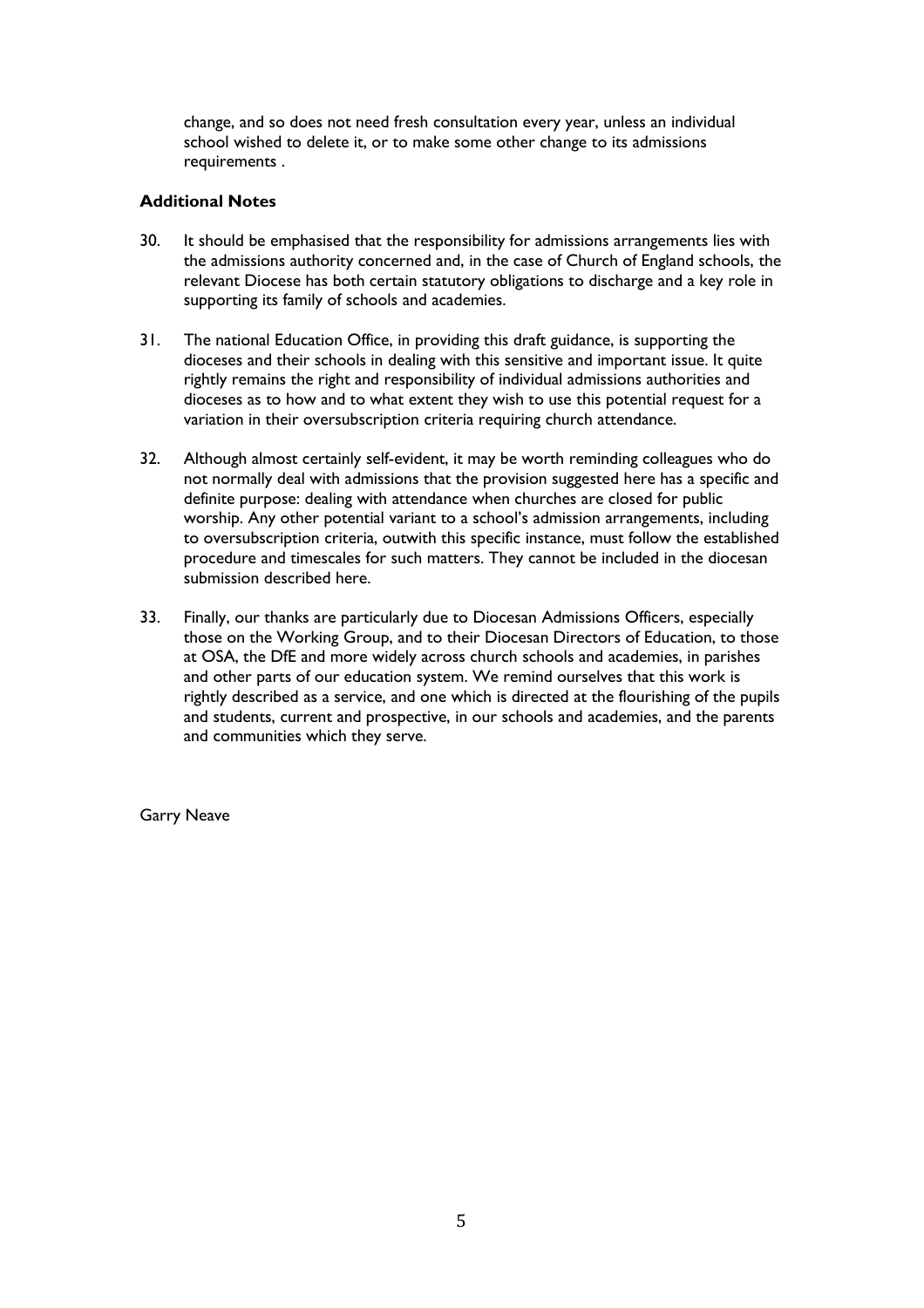change, and so does not need fresh consultation every year, unless an individual school wished to delete it, or to make some other change to its admissions requirements .

**Additional Notes**

30. It should be emphasised that the responsibility for admissions arrangements lies with the admissions authority concerned and, in the case of Church of England schools, the relevant Diocese has both certain statutory obligations to discharge and a key role in supporting its family of schools and academies.

31. The national Education Office, in providing this draft guidance, is supporting the dioceses and their schools in dealing with this sensitive and important issue. It quite rightly remains the right and responsibility of individual admissions authorities and dioceses as to how and to what extent they wish to use this potential request for a variation in their oversubscription criteria requiring church attendance.

32. Although almost certainly self-evident, it may be worth reminding colleagues who do not normally deal with admissions that the provision suggested here has a specific and definite purpose: dealing with attendance when churches are closed for public worship. Any other potential variant to a school's admission arrangements, including to oversubscription criteria, outwith this specific instance, must follow the established procedure and timescales for such matters. They cannot be included in the diocesan submission described here.

33. Finally, our thanks are particularly due to Diocesan Admissions Officers, especially those on the Working Group, and to their Diocesan Directors of Education, to those at OSA, the DfE and more widely across church schools and academies, in parishes and other parts of our education system. We remind ourselves that this work is rightly described as a service, and one which is directed at the flourishing of the pupils and students, current and prospective, in our schools and academies, and the parents and communities which they serve.

Garry Neave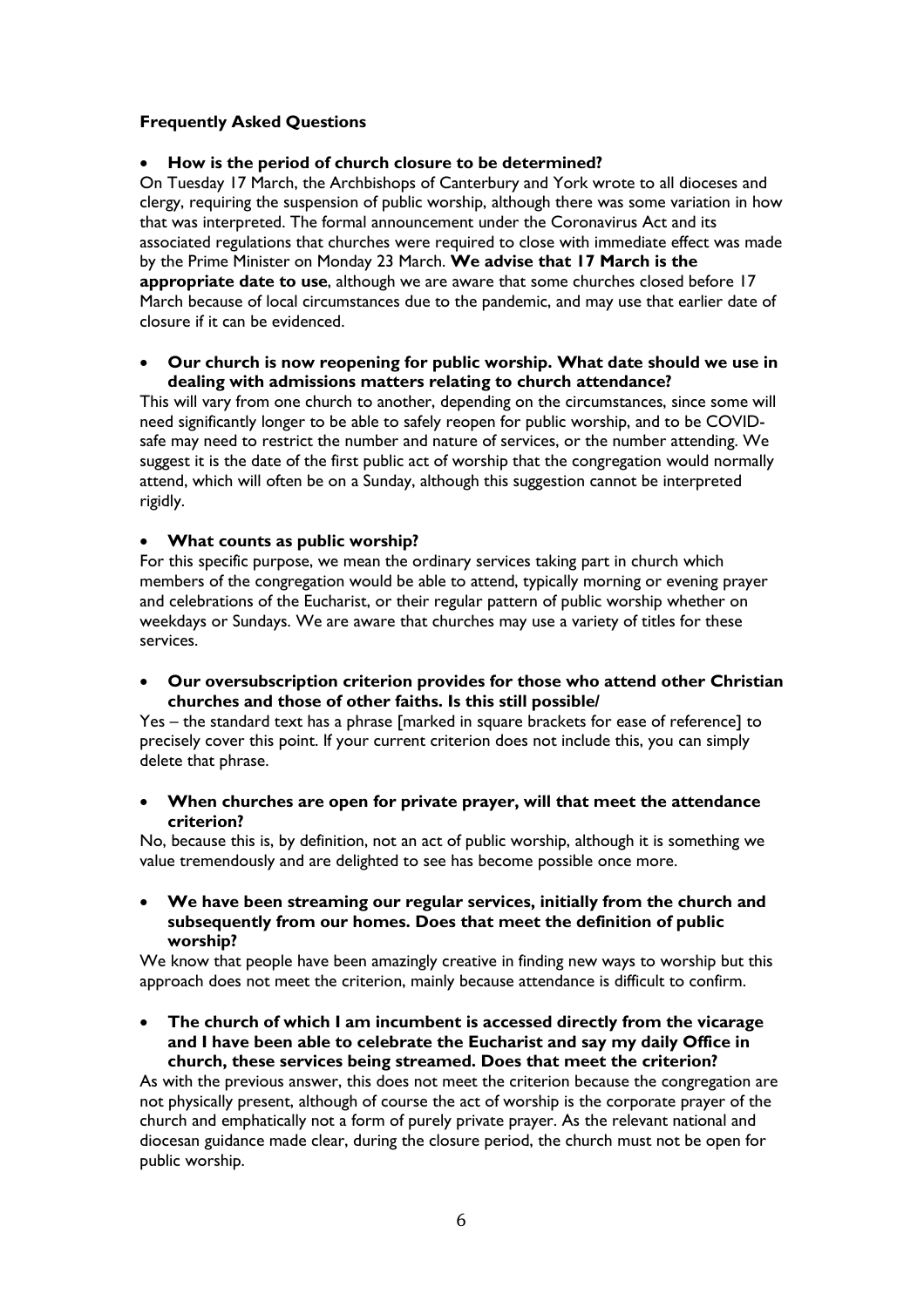**Frequently Asked Questions**

- **How is the period of church closure to be determined?**

On Tuesday 17 March, the Archbishops of Canterbury and York wrote to all dioceses and clergy, requiring the suspension of public worship, although there was some variation in how that was interpreted. The formal announcement under the Coronavirus Act and its associated regulations that churches were required to close with immediate effect was made by the Prime Minister on Monday 23 March. **We advise that 17 March is the appropriate date to use**, although we are aware that some churches closed before 17 March because of local circumstances due to the pandemic, and may use that earlier date of closure if it can be evidenced.

- **Our church is now reopening for public worship. What date should we use in dealing with admissions matters relating to church attendance?**

This will vary from one church to another, depending on the circumstances, since some will need significantly longer to be able to safely reopen for public worship, and to be COVID-safe may need to restrict the number and nature of services, or the number attending. We suggest it is the date of the first public act of worship that the congregation would normally attend, which will often be on a Sunday, although this suggestion cannot be interpreted rigidly.

- **What counts as public worship?**

For this specific purpose, we mean the ordinary services taking part in church which members of the congregation would be able to attend, typically morning or evening prayer and celebrations of the Eucharist, or their regular pattern of public worship whether on weekdays or Sundays. We are aware that churches may use a variety of titles for these services.

- **Our oversubscription criterion provides for those who attend other Christian churches and those of other faiths. Is this still possible/**

Yes – the standard text has a phrase [marked in square brackets for ease of reference] to precisely cover this point. If your current criterion does not include this, you can simply delete that phrase.

- **When churches are open for private prayer, will that meet the attendance criterion?**

No, because this is, by definition, not an act of public worship, although it is something we value tremendously and are delighted to see has become possible once more.

- **We have been streaming our regular services, initially from the church and subsequently from our homes. Does that meet the definition of public worship?**

We know that people have been amazingly creative in finding new ways to worship but this approach does not meet the criterion, mainly because attendance is difficult to confirm.

- **The church of which I am incumbent is accessed directly from the vicarage and I have been able to celebrate the Eucharist and say my daily Office in church, these services being streamed. Does that meet the criterion?**

As with the previous answer, this does not meet the criterion because the congregation are not physically present, although of course the act of worship is the corporate prayer of the church and emphatically not a form of purely private prayer. As the relevant national and diocesan guidance made clear, during the closure period, the church must not be open for public worship.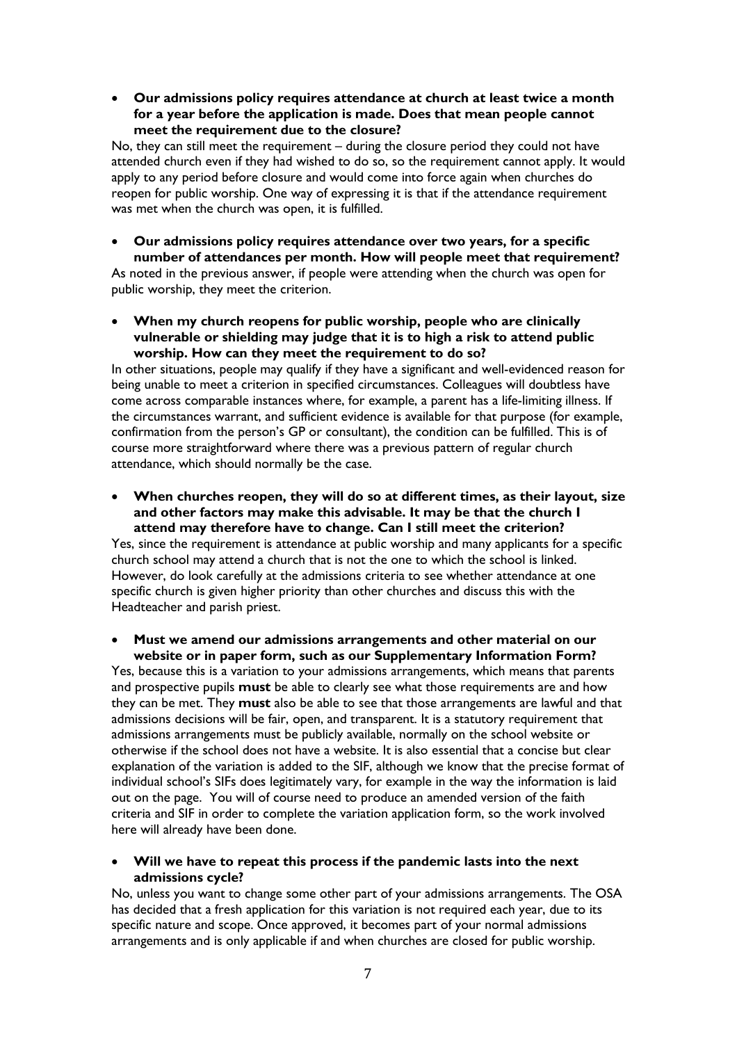- **Our admissions policy requires attendance at church at least twice a month for a year before the application is made. Does that mean people cannot meet the requirement due to the closure?**

No, they can still meet the requirement – during the closure period they could not have attended church even if they had wished to do so, so the requirement cannot apply. It would apply to any period before closure and would come into force again when churches do reopen for public worship. One way of expressing it is that if the attendance requirement was met when the church was open, it is fulfilled.

- **Our admissions policy requires attendance over two years, for a specific number of attendances per month. How will people meet that requirement?**

As noted in the previous answer, if people were attending when the church was open for public worship, they meet the criterion.

- **When my church reopens for public worship, people who are clinically vulnerable or shielding may judge that it is to high a risk to attend public worship. How can they meet the requirement to do so?**

In other situations, people may qualify if they have a significant and well-evidenced reason for being unable to meet a criterion in specified circumstances. Colleagues will doubtless have come across comparable instances where, for example, a parent has a life-limiting illness. If the circumstances warrant, and sufficient evidence is available for that purpose (for example, confirmation from the person's GP or consultant), the condition can be fulfilled. This is of course more straightforward where there was a previous pattern of regular church attendance, which should normally be the case.

- **When churches reopen, they will do so at different times, as their layout, size and other factors may make this advisable. It may be that the church I attend may therefore have to change. Can I still meet the criterion?**

Yes, since the requirement is attendance at public worship and many applicants for a specific church school may attend a church that is not the one to which the school is linked. However, do look carefully at the admissions criteria to see whether attendance at one specific church is given higher priority than other churches and discuss this with the Headteacher and parish priest.

- **Must we amend our admissions arrangements and other material on our website or in paper form, such as our Supplementary Information Form?**

Yes, because this is a variation to your admissions arrangements, which means that parents and prospective pupils **must** be able to clearly see what those requirements are and how they can be met. They **must** also be able to see that those arrangements are lawful and that admissions decisions will be fair, open, and transparent. It is a statutory requirement that admissions arrangements must be publicly available, normally on the school website or otherwise if the school does not have a website. It is also essential that a concise but clear explanation of the variation is added to the SIF, although we know that the precise format of individual school's SIFs does legitimately vary, for example in the way the information is laid out on the page. You will of course need to produce an amended version of the faith criteria and SIF in order to complete the variation application form, so the work involved here will already have been done.

- **Will we have to repeat this process if the pandemic lasts into the next admissions cycle?**

No, unless you want to change some other part of your admissions arrangements. The OSA has decided that a fresh application for this variation is not required each year, due to its specific nature and scope. Once approved, it becomes part of your normal admissions arrangements and is only applicable if and when churches are closed for public worship.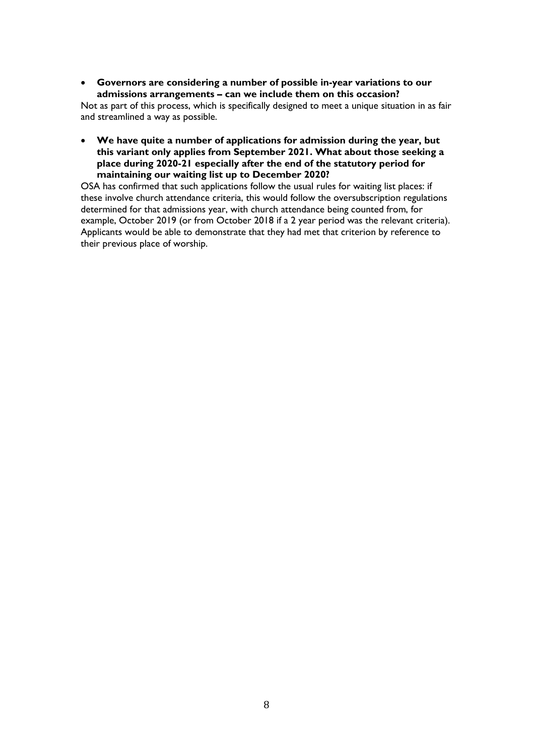- **Governors are considering a number of possible in-year variations to our admissions arrangements – can we include them on this occasion?**

Not as part of this process, which is specifically designed to meet a unique situation in as fair and streamlined a way as possible.

- **We have quite a number of applications for admission during the year, but this variant only applies from September 2021. What about those seeking a place during 2020-21 especially after the end of the statutory period for maintaining our waiting list up to December 2020?**

OSA has confirmed that such applications follow the usual rules for waiting list places: if these involve church attendance criteria, this would follow the oversubscription regulations determined for that admissions year, with church attendance being counted from, for example, October 2019 (or from October 2018 if a 2 year period was the relevant criteria). Applicants would be able to demonstrate that they had met that criterion by reference to their previous place of worship.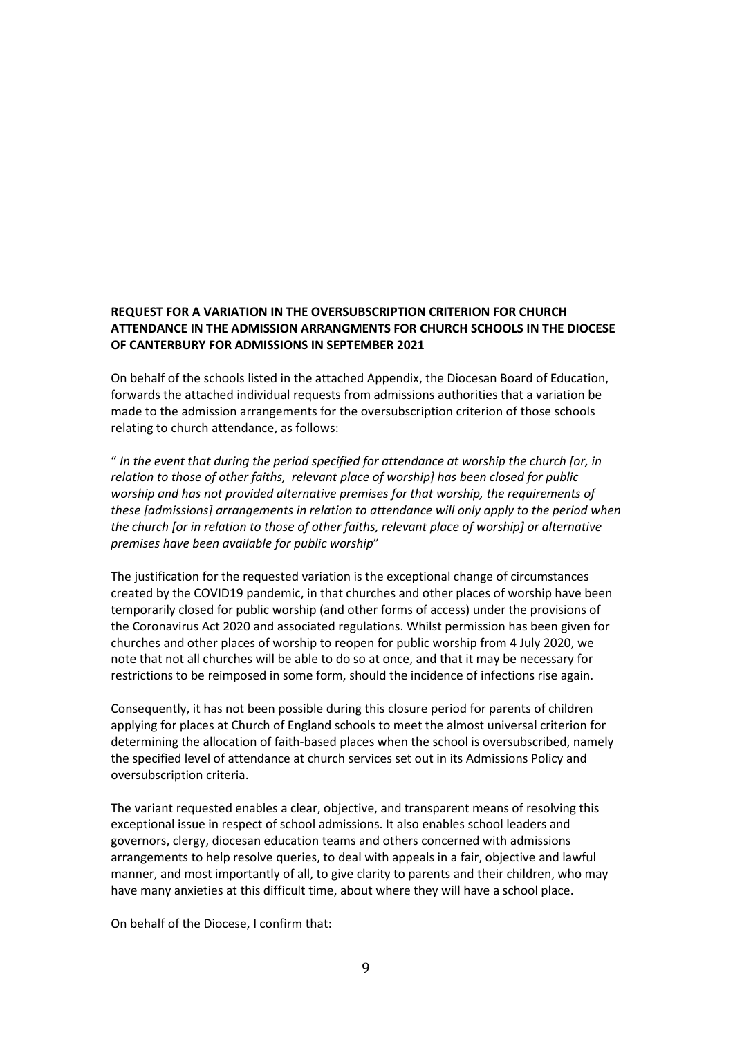**REQUEST FOR A VARIATION IN THE OVERSUBSCRIPTION CRITERION FOR CHURCH ATTENDANCE IN THE ADMISSION ARRANGMENTS FOR CHURCH SCHOOLS IN THE DIOCESE OF CANTERBURY FOR ADMISSIONS IN SEPTEMBER 2021**

On behalf of the schools listed in the attached Appendix, the Diocesan Board of Education, forwards the attached individual requests from admissions authorities that a variation be made to the admission arrangements for the oversubscription criterion of those schools relating to church attendance, as follows:

" *In the event that during the period specified for attendance at worship the church [or, in relation to those of other faiths, relevant place of worship] has been closed for public worship and has not provided alternative premises for that worship, the requirements of these [admissions] arrangements in relation to attendance will only apply to the period when the church [or in relation to those of other faiths, relevant place of worship] or alternative premises have been available for public worship*"

The justification for the requested variation is the exceptional change of circumstances created by the COVID19 pandemic, in that churches and other places of worship have been temporarily closed for public worship (and other forms of access) under the provisions of the Coronavirus Act 2020 and associated regulations. Whilst permission has been given for churches and other places of worship to reopen for public worship from 4 July 2020, we note that not all churches will be able to do so at once, and that it may be necessary for restrictions to be reimposed in some form, should the incidence of infections rise again.

Consequently, it has not been possible during this closure period for parents of children applying for places at Church of England schools to meet the almost universal criterion for determining the allocation of faith-based places when the school is oversubscribed, namely the specified level of attendance at church services set out in its Admissions Policy and oversubscription criteria.

The variant requested enables a clear, objective, and transparent means of resolving this exceptional issue in respect of school admissions. It also enables school leaders and governors, clergy, diocesan education teams and others concerned with admissions arrangements to help resolve queries, to deal with appeals in a fair, objective and lawful manner, and most importantly of all, to give clarity to parents and their children, who may have many anxieties at this difficult time, about where they will have a school place.

On behalf of the Diocese, I confirm that: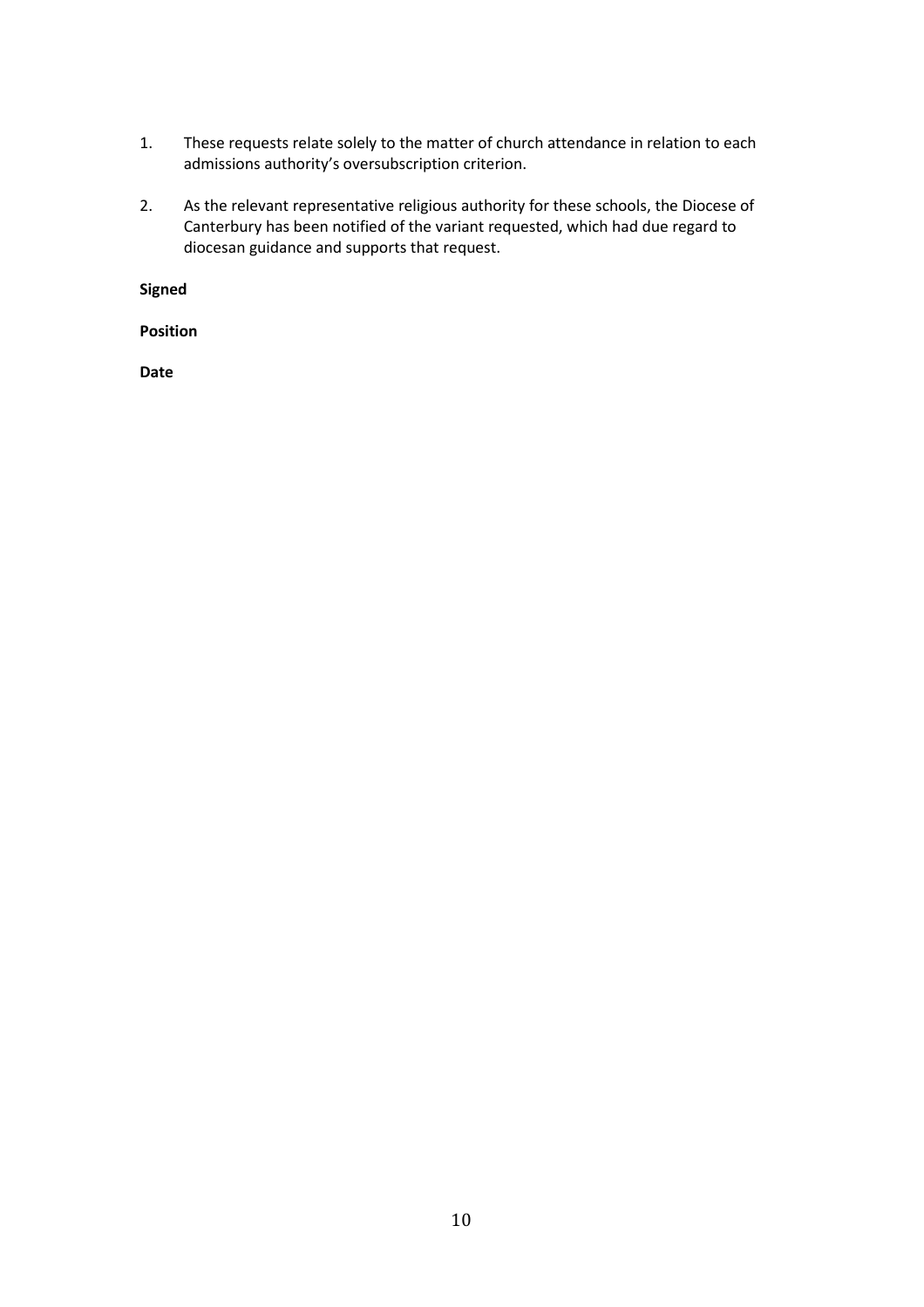1. These requests relate solely to the matter of church attendance in relation to each admissions authority's oversubscription criterion.

2. As the relevant representative religious authority for these schools, the Diocese of Canterbury has been notified of the variant requested, which had due regard to diocesan guidance and supports that request.

**Signed**

**Position**

**Date**